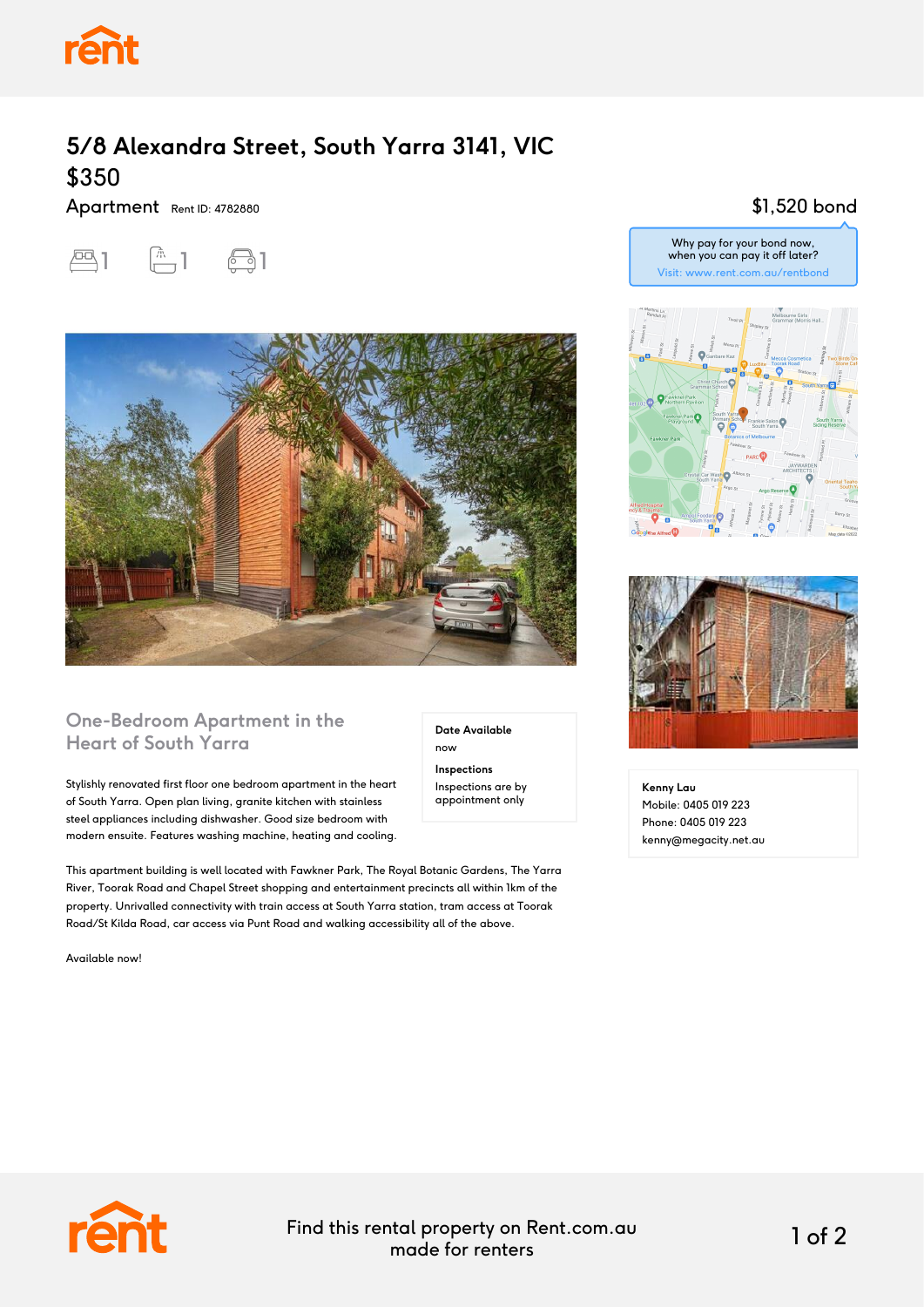# 5/8 Alexandra Street, South Yarra 3141, VIC

## $350

Apartment Rent ID: 4782880

1 1 1

$1,520 bond

Why pay for your bond now, when you can pay it off later?
Visit: www.rent.com.au/rentbond

### One-Bedroom Apartment in the Heart of South Yarra

Stylishly renovated first floor one bedroom apartment in the heart of South Yarra. Open plan living, granite kitchen with stainless steel appliances including dishwasher. Good size bedroom with modern ensuite. Features washing machine, heating and cooling.

This apartment building is well located with Fawkner Park, The Royal Botanic Gardens, The Yarra River, Toorak Road and Chapel Street shopping and entertainment precincts all within 1km of the property. Unrivalled connectivity with train access at South Yarra station, tram access at Toorak Road/St Kilda Road, car access via Punt Road and walking accessibility all of the above.

Available now!

**Date Available**
now

**Inspections**
Inspections are by appointment only

**Kenny Lau**
Mobile: 0405 019 223
Phone: 0405 019 223
kenny@megacity.net.au

Find this rental property on Rent.com.au made for renters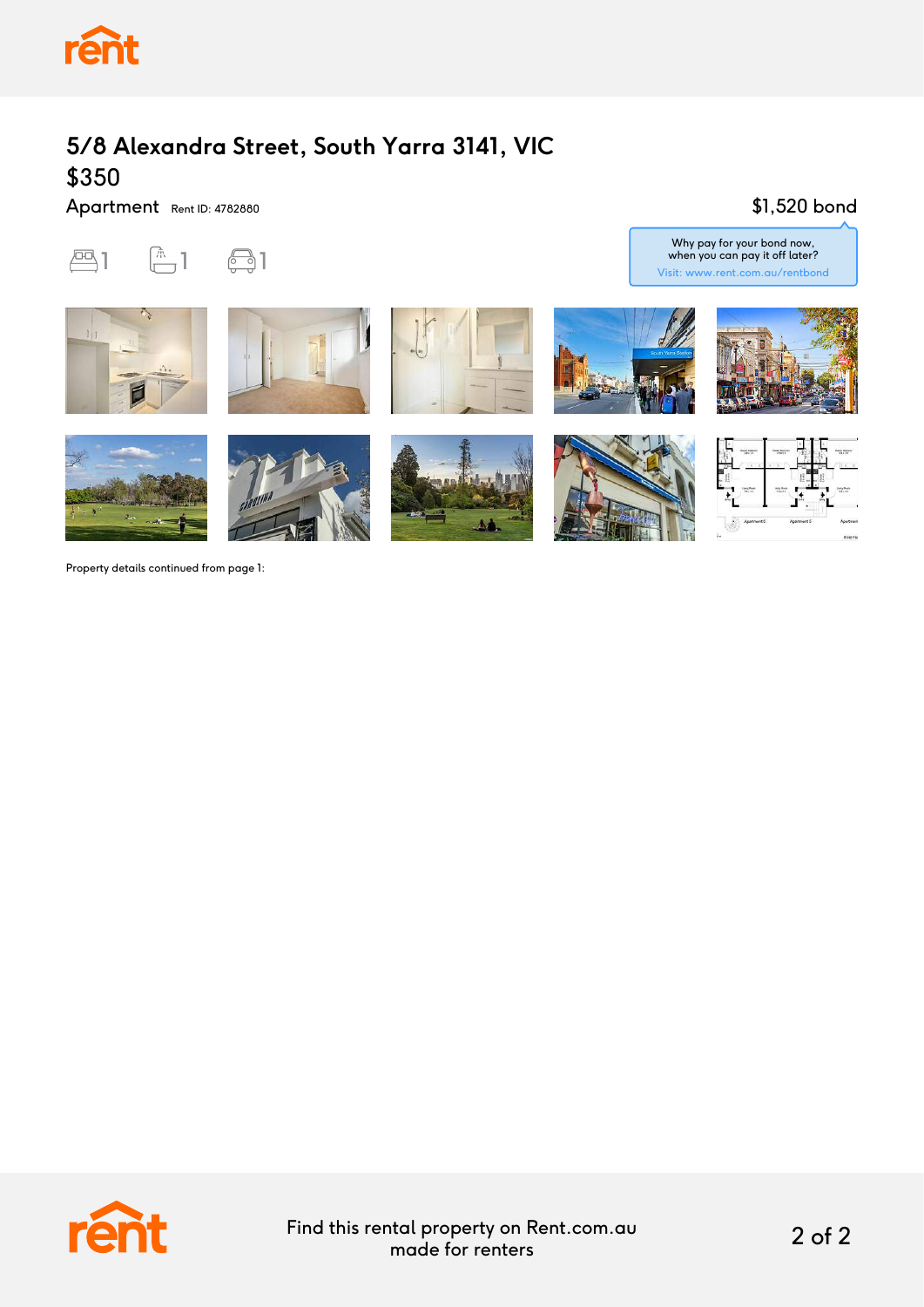# 5/8 Alexandra Street, South Yarra 3141, VIC

## $350

Apartment Rent ID: 4782880

$1,520 bond

Why pay for your bond now, when you can pay it off later?
Visit: www.rent.com.au/rentbond

1 1 1

Property details continued from page 1: